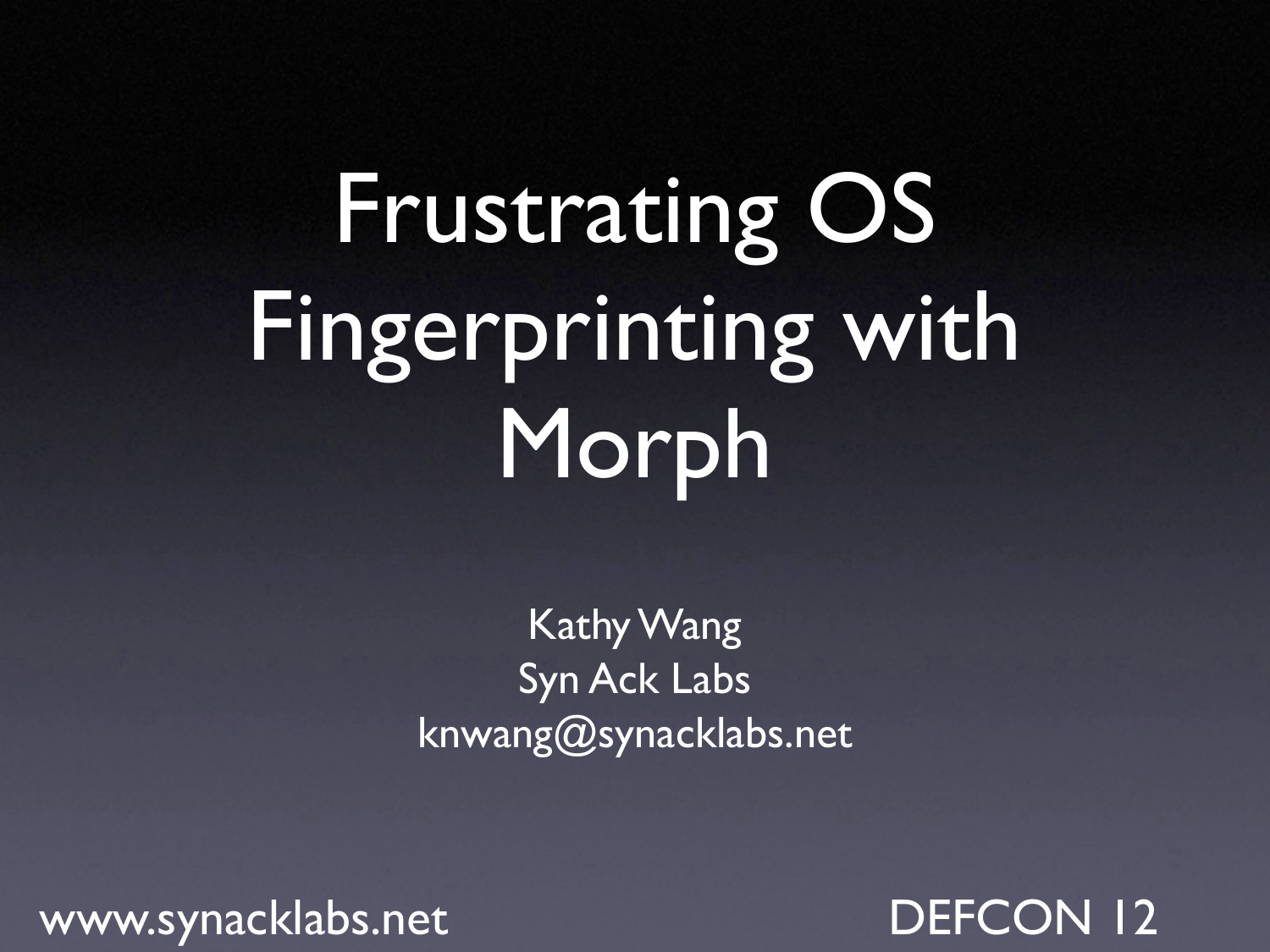# Frustrating OS Fingerprinting with Morph

Kathy Wang
Syn Ack Labs
knwang@synacklabs.net

www.synacklabs.net

DEFCON 12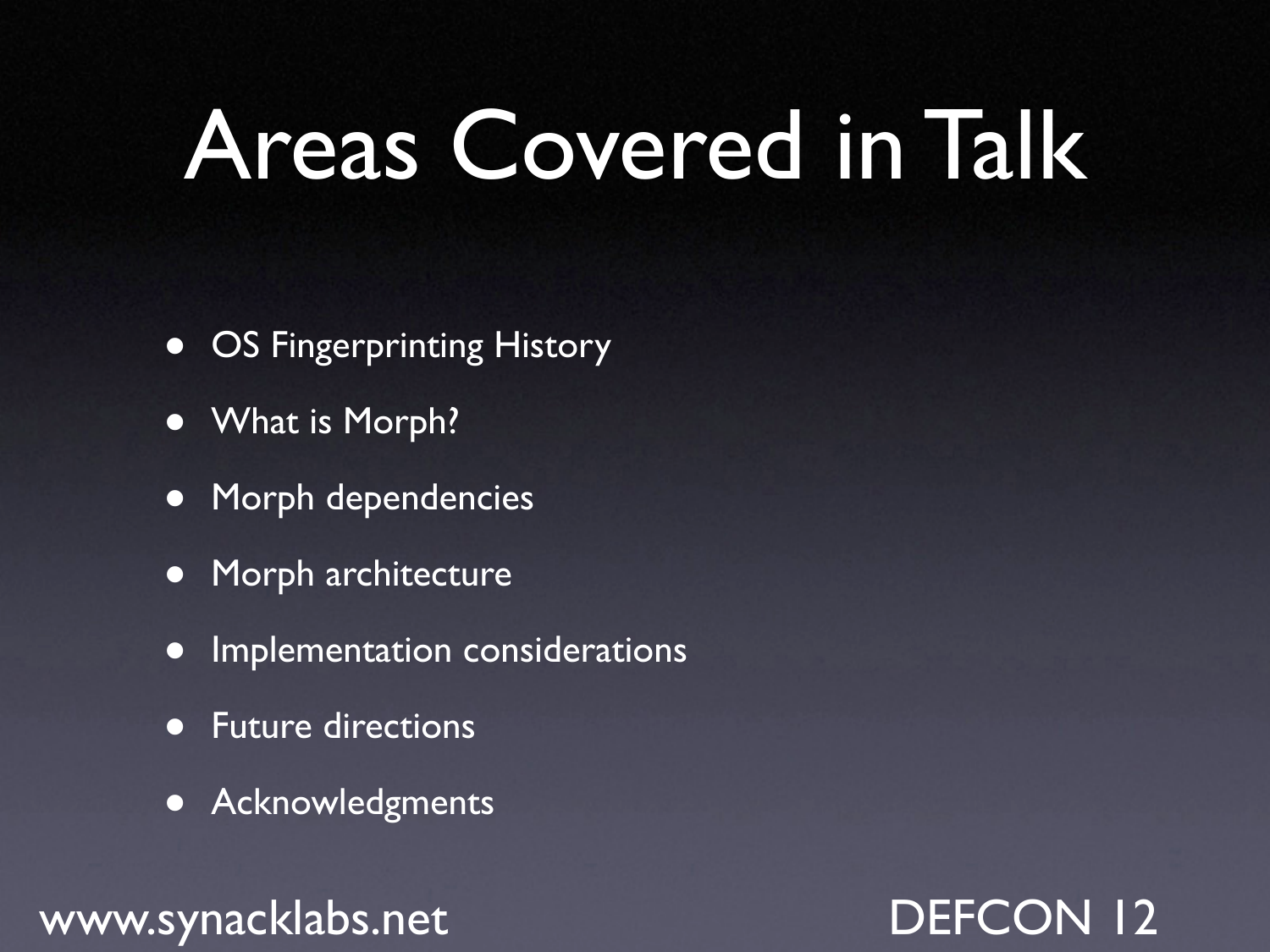# Areas Covered in Talk

- OS Fingerprinting History
- What is Morph?
- Morph dependencies
- Morph architecture
- Implementation considerations
- Future directions
- Acknowledgments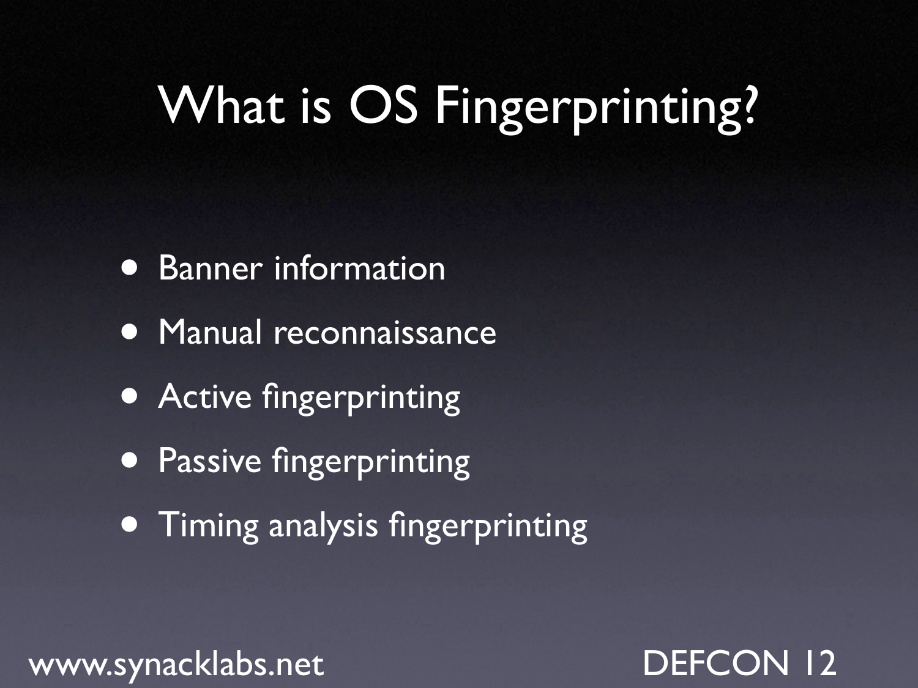# What is OS Fingerprinting?

- Banner information
- Manual reconnaissance
- Active fingerprinting
- Passive fingerprinting
- Timing analysis fingerprinting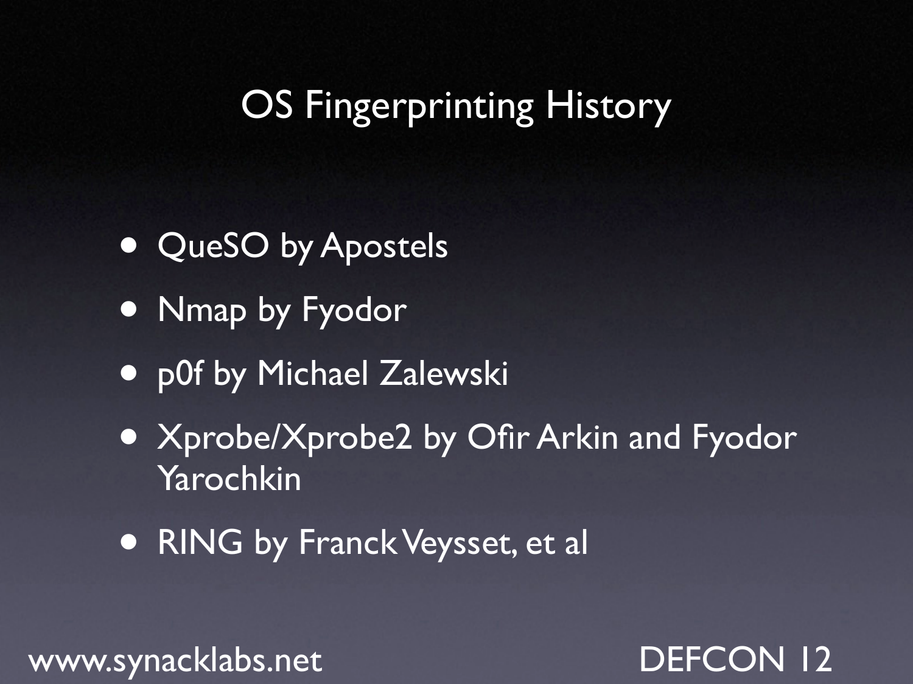# OS Fingerprinting History

- QueSO by Apostels
- Nmap by Fyodor
- p0f by Michael Zalewski
- Xprobe/Xprobe2 by Ofir Arkin and Fyodor Yarochkin
- RING by Franck Veysset, et al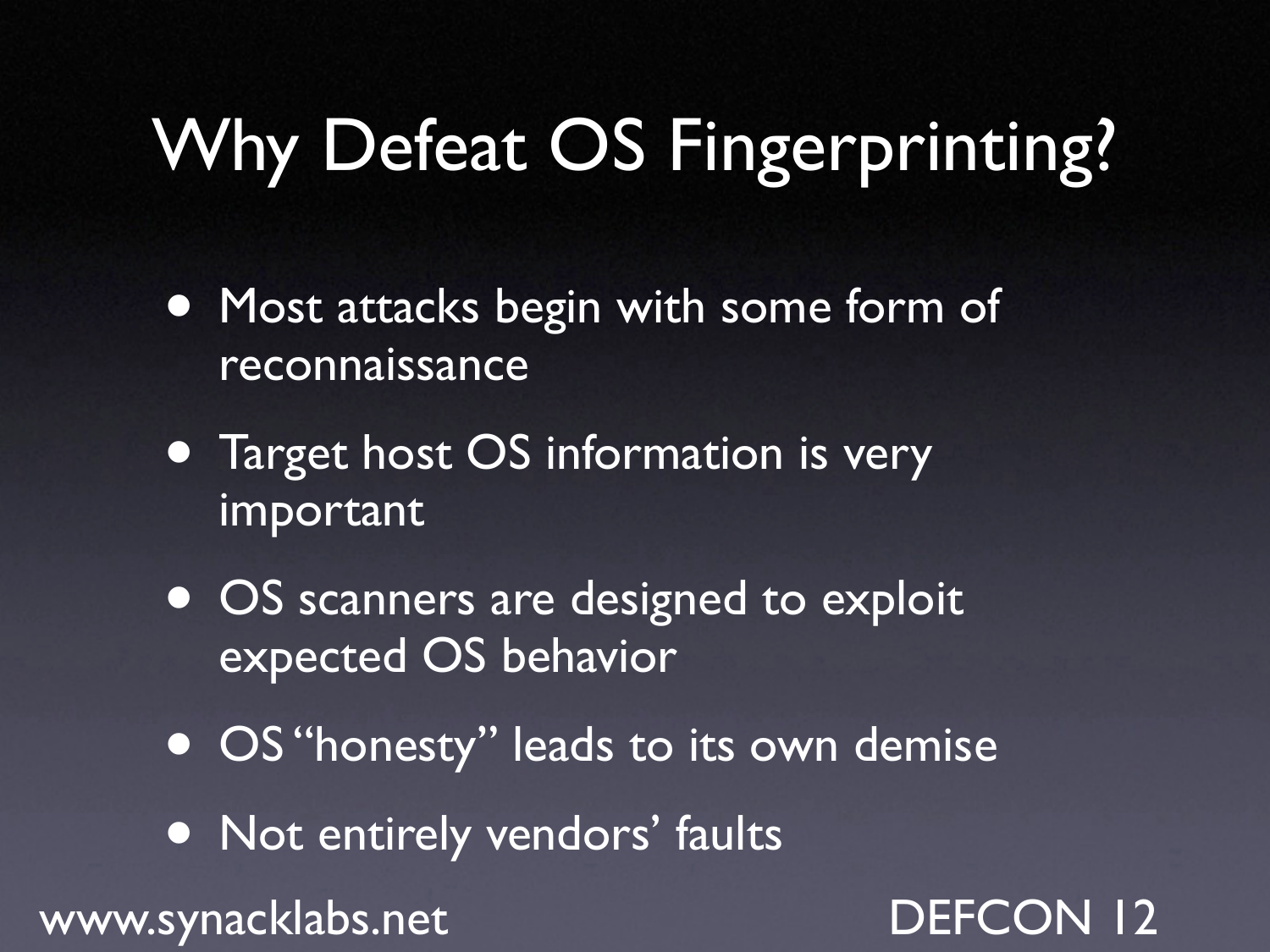# Why Defeat OS Fingerprinting?

- Most attacks begin with some form of reconnaissance
- Target host OS information is very important
- OS scanners are designed to exploit expected OS behavior
- OS "honesty" leads to its own demise
- Not entirely vendors' faults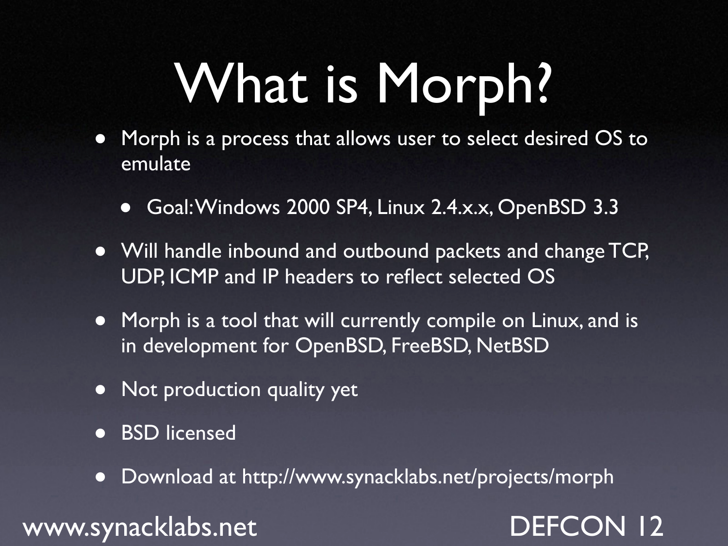# What is Morph?

- Morph is a process that allows user to select desired OS to emulate
  - Goal: Windows 2000 SP4, Linux 2.4.x.x, OpenBSD 3.3
- Will handle inbound and outbound packets and change TCP, UDP, ICMP and IP headers to reflect selected OS
- Morph is a tool that will currently compile on Linux, and is in development for OpenBSD, FreeBSD, NetBSD
- Not production quality yet
- BSD licensed
- Download at http://www.synacklabs.net/projects/morph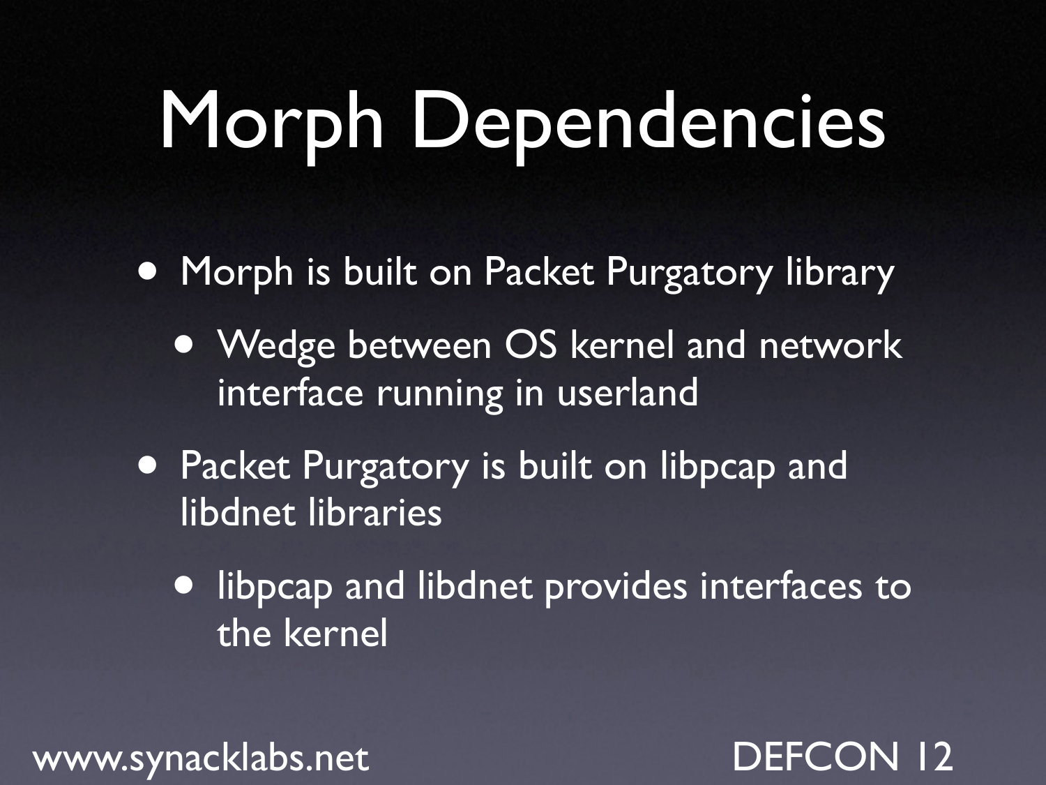# Morph Dependencies

- Morph is built on Packet Purgatory library
  - Wedge between OS kernel and network interface running in userland
- Packet Purgatory is built on libpcap and libdnet libraries
  - libpcap and libdnet provides interfaces to the kernel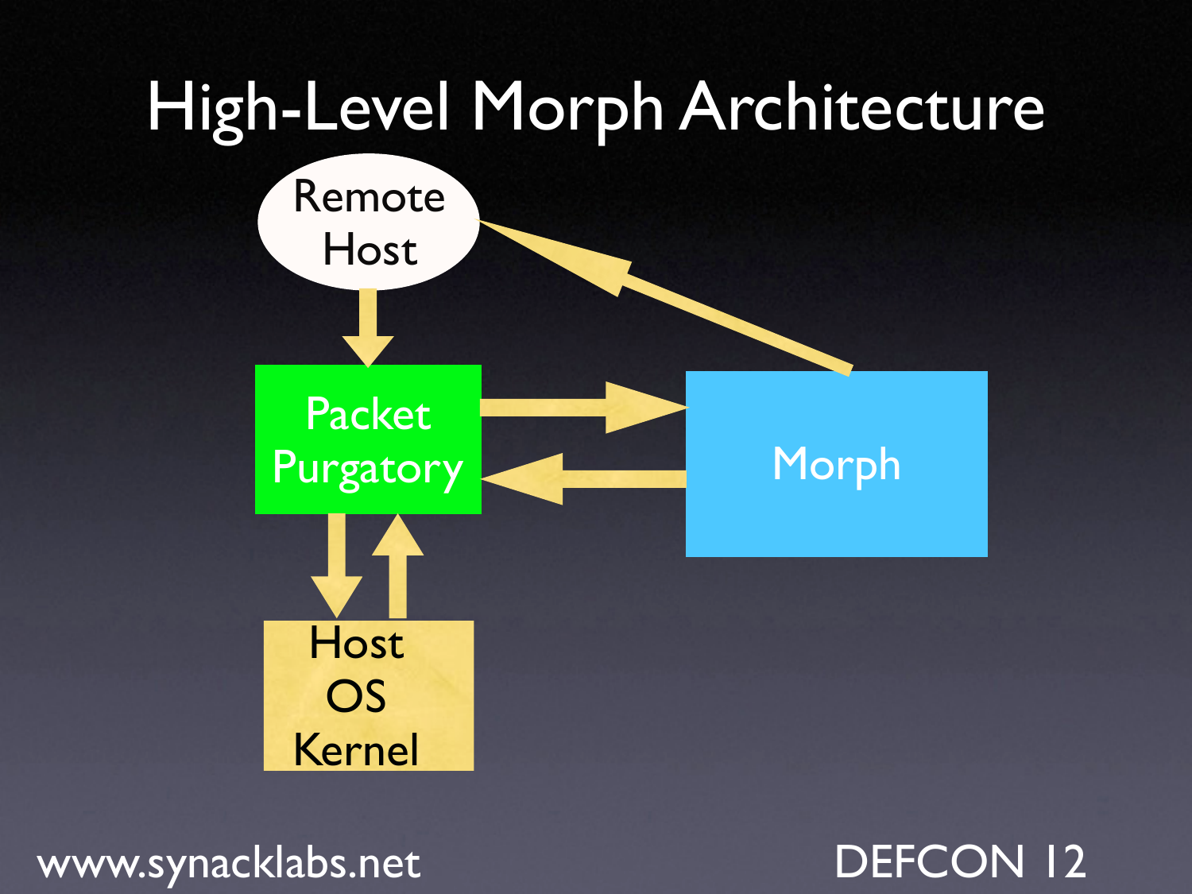# High-Level Morph Architecture

Remote Host

Packet Purgatory

Morph

Host OS Kernel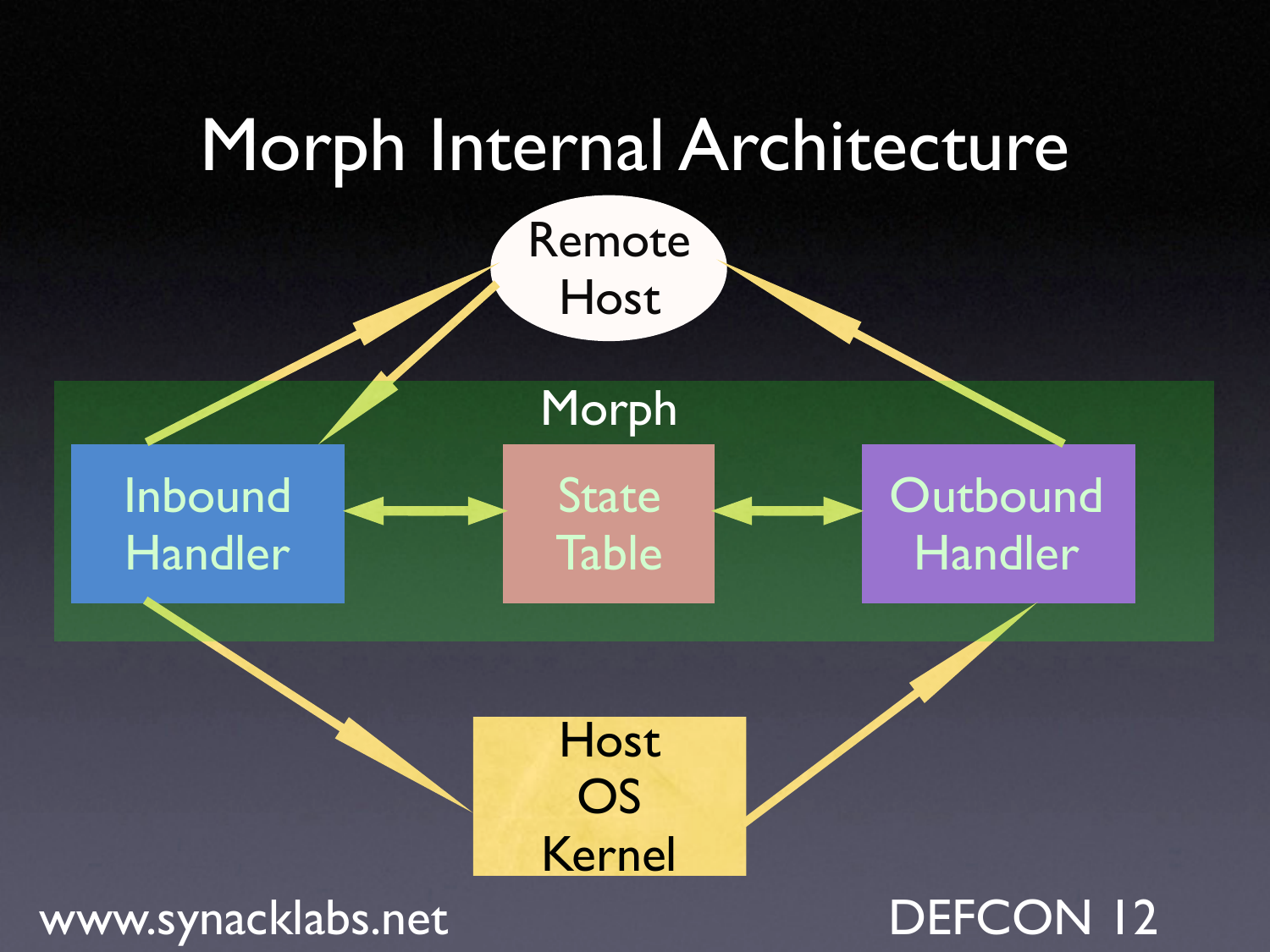# Morph Internal Architecture

Remote Host

Morph

Inbound Handler

State Table

Outbound Handler

Host OS Kernel

www.synacklabs.net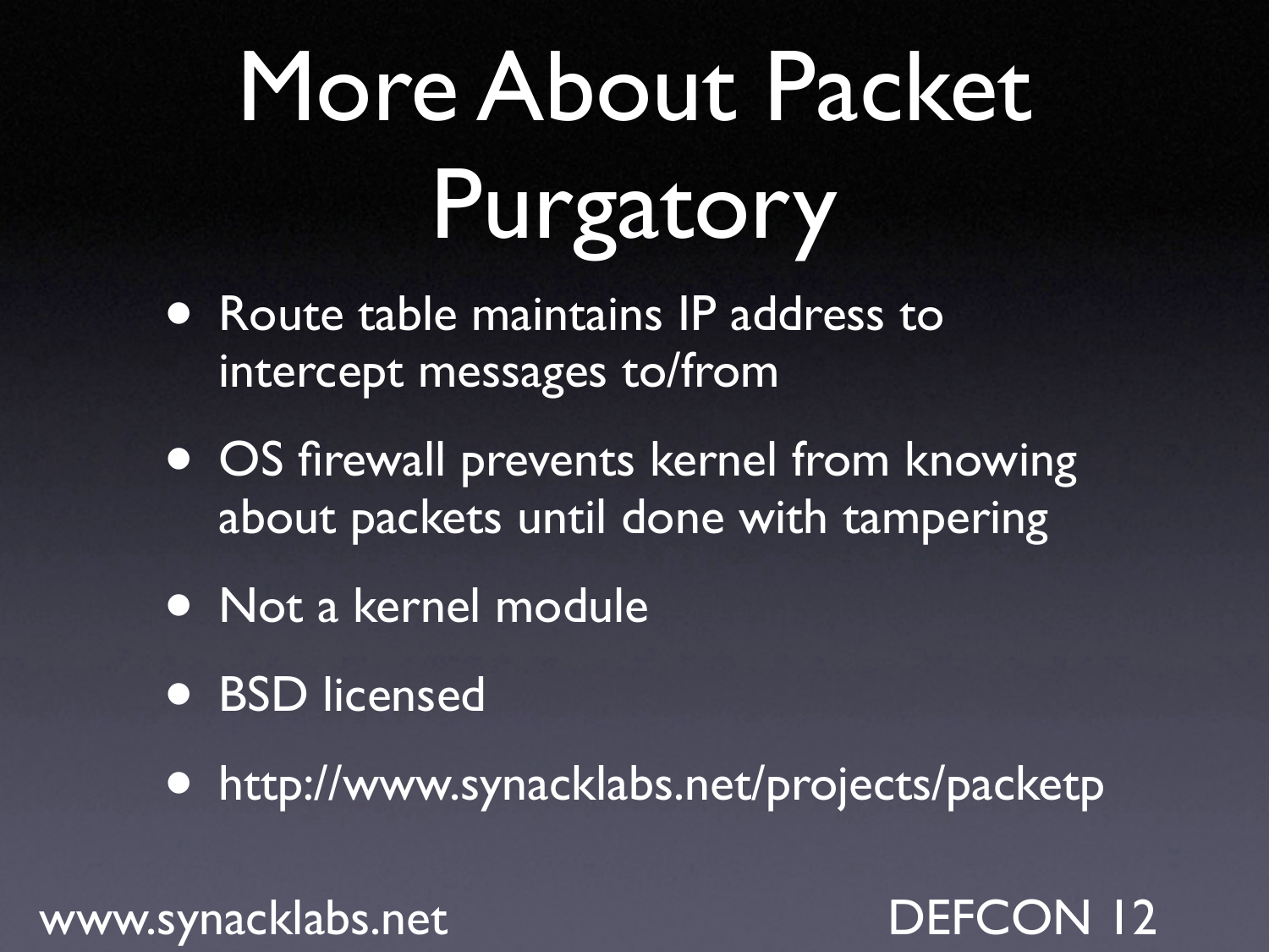# More About Packet Purgatory

- Route table maintains IP address to intercept messages to/from
- OS firewall prevents kernel from knowing about packets until done with tampering
- Not a kernel module
- BSD licensed
- http://www.synacklabs.net/projects/packetp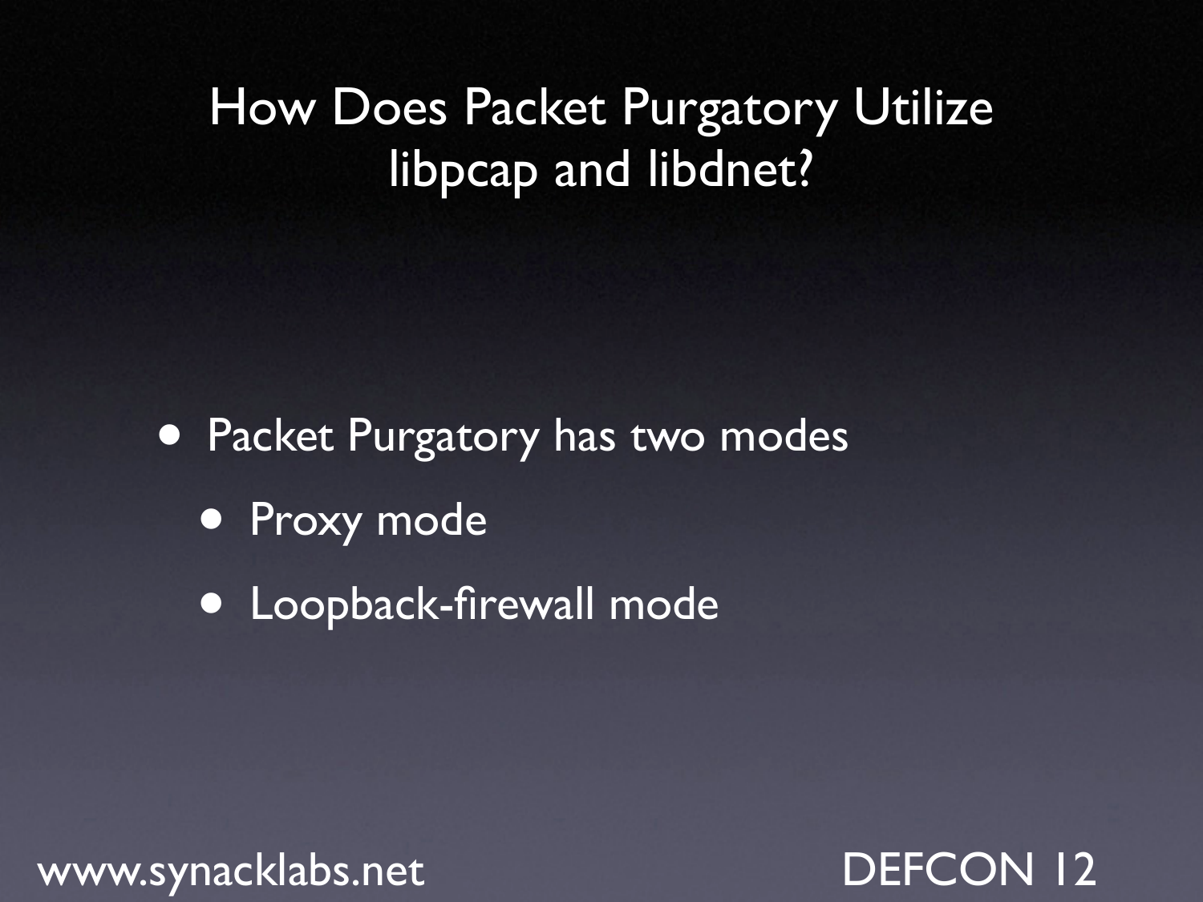# How Does Packet Purgatory Utilize libpcap and libdnet?

- Packet Purgatory has two modes
  - Proxy mode
  - Loopback-firewall mode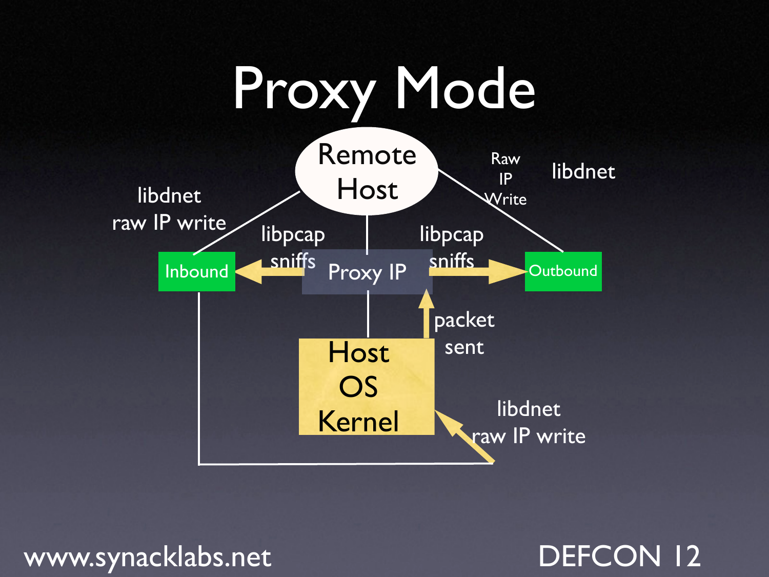# Proxy Mode

Remote Host

libdnet raw IP write

Raw IP Write

libdnet

libpcap sniffs

libpcap sniffs

Inbound

Proxy IP

Outbound

packet sent

Host OS Kernel

libdnet raw IP write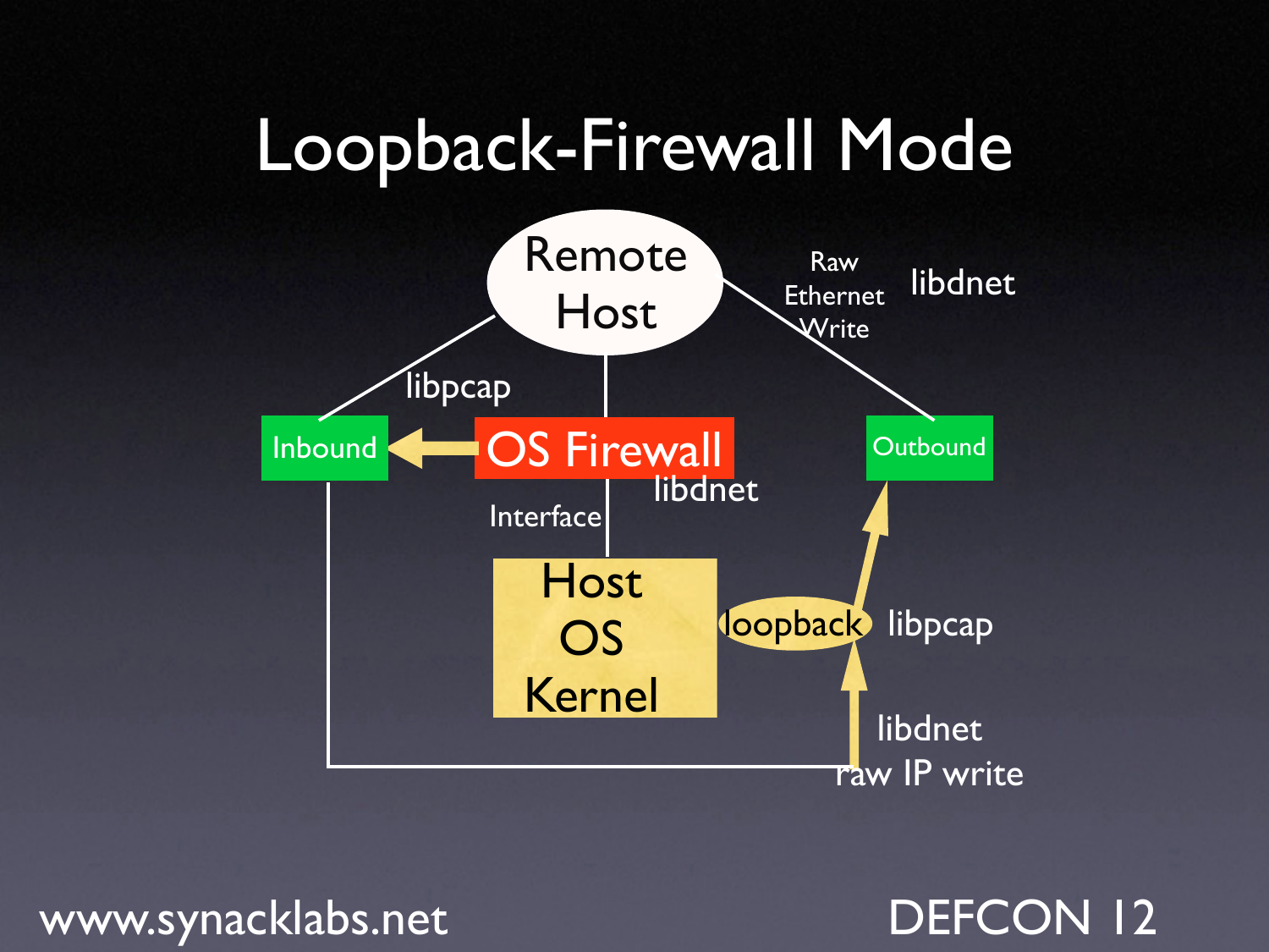# Loopback-Firewall Mode

Remote Host

libpcap

Raw Ethernet Write

libdnet

Inbound

OS Firewall

Outbound

libdnet

Interface

Host OS Kernel

loopback

libpcap

libdnet

raw IP write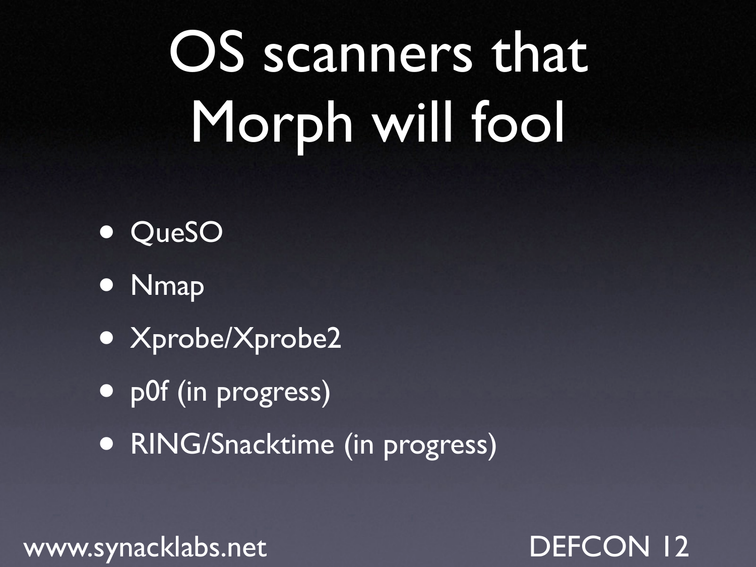# OS scanners that Morph will fool

- QueSO
- Nmap
- Xprobe/Xprobe2
- p0f (in progress)
- RING/Snacktime (in progress)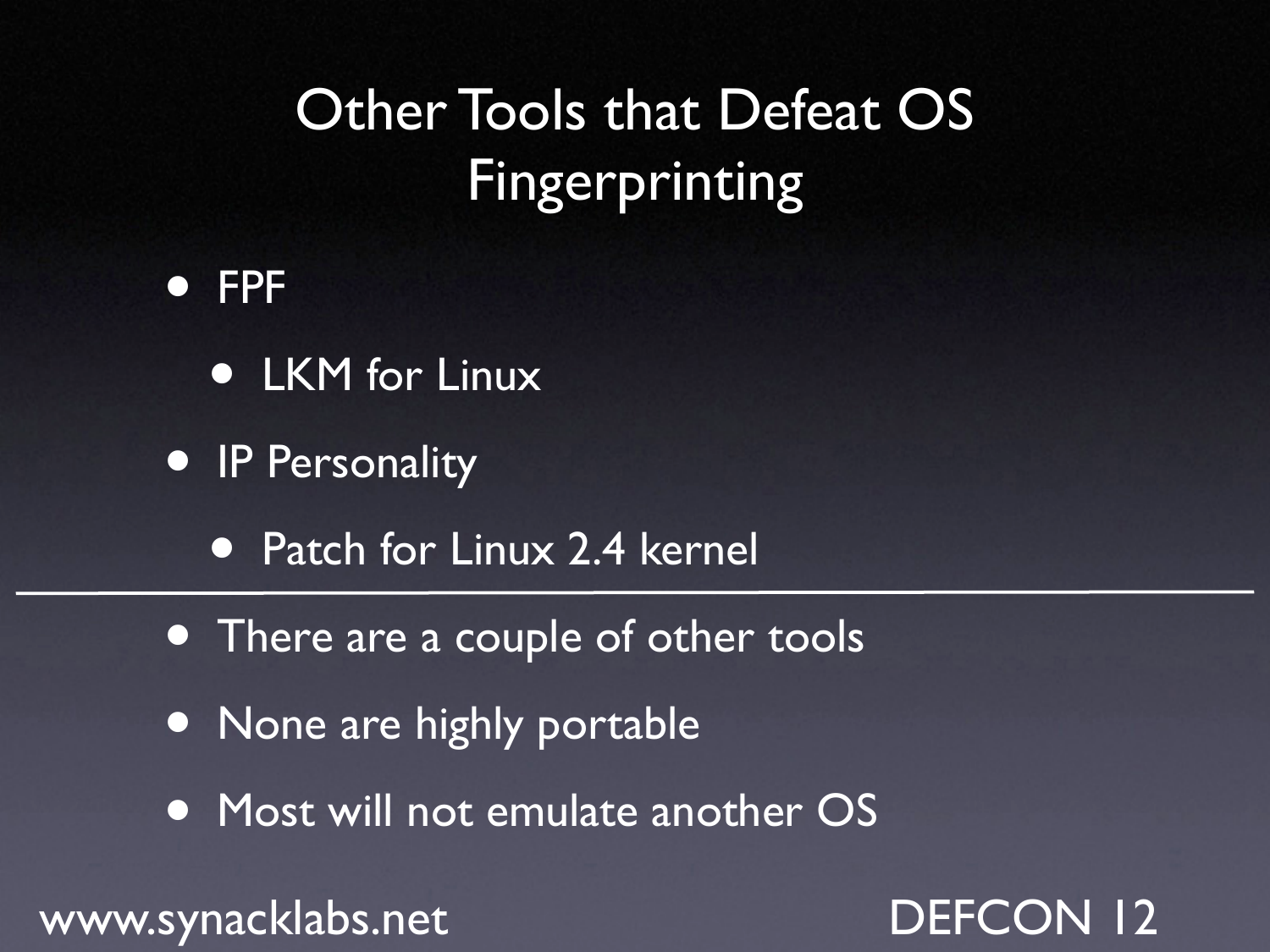# Other Tools that Defeat OS Fingerprinting

- FPF
  - LKM for Linux
- IP Personality
  - Patch for Linux 2.4 kernel

---

- There are a couple of other tools
- None are highly portable
- Most will not emulate another OS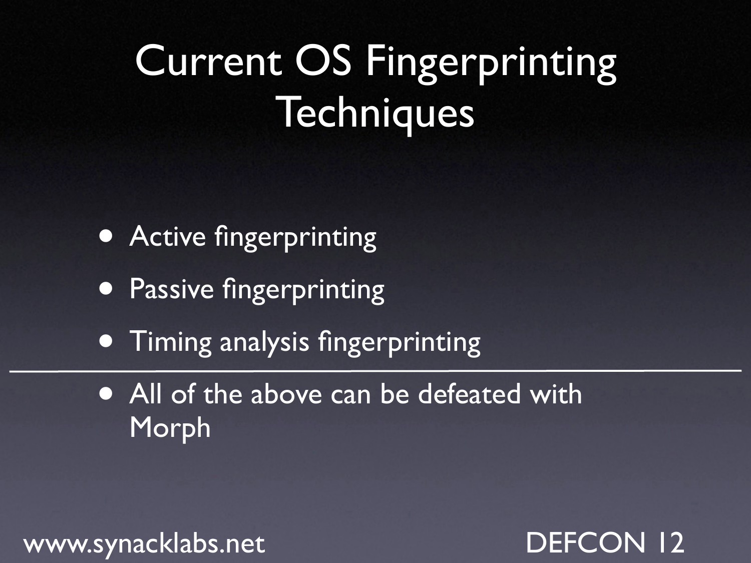# Current OS Fingerprinting Techniques

- Active fingerprinting
- Passive fingerprinting
- Timing analysis fingerprinting

---

- All of the above can be defeated with Morph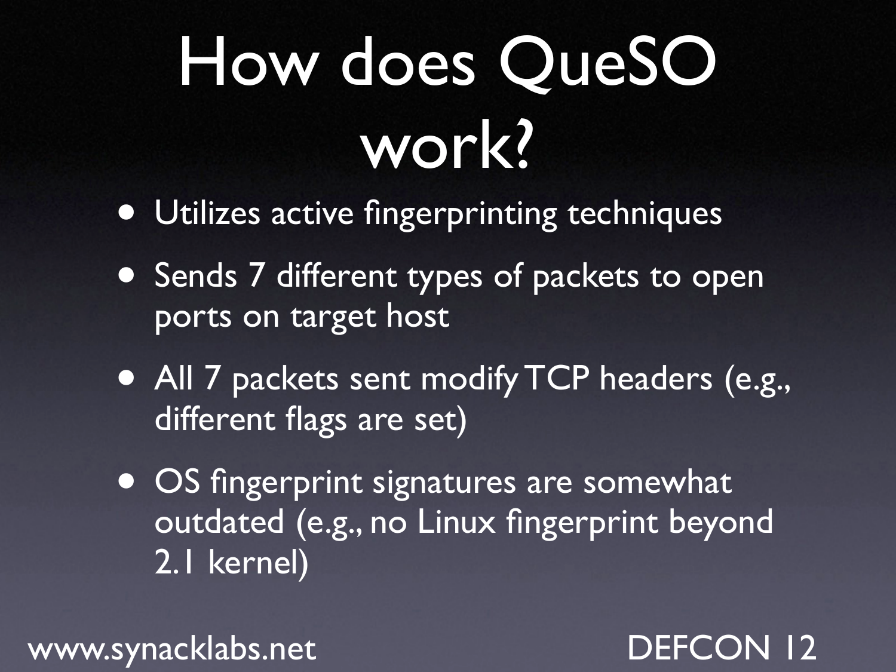# How does QueSO work?

- Utilizes active fingerprinting techniques
- Sends 7 different types of packets to open ports on target host
- All 7 packets sent modify TCP headers (e.g., different flags are set)
- OS fingerprint signatures are somewhat outdated (e.g., no Linux fingerprint beyond 2.1 kernel)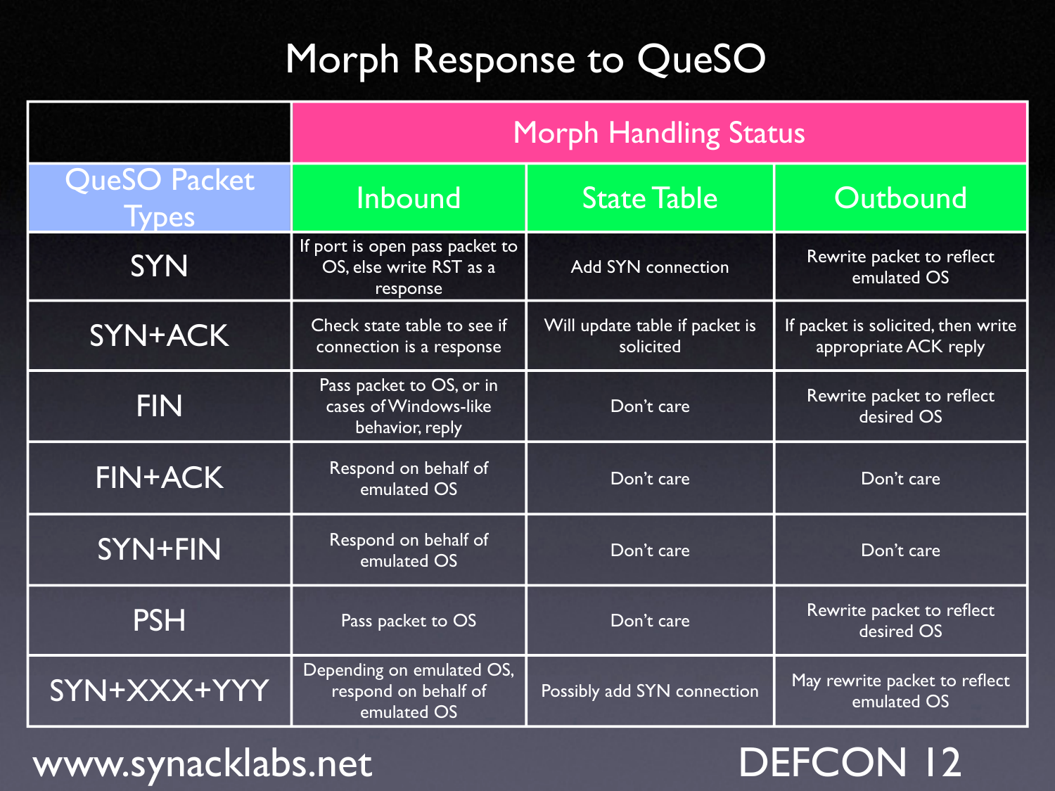# Morph Response to QueSO

| | Morph Handling Status | | |
|---|---|---|---|
| QueSO Packet Types | Inbound | State Table | Outbound |
| SYN | If port is open pass packet to OS, else write RST as a response | Add SYN connection | Rewrite packet to reflect emulated OS |
| SYN+ACK | Check state table to see if connection is a response | Will update table if packet is solicited | If packet is solicited, then write appropriate ACK reply |
| FIN | Pass packet to OS, or in cases of Windows-like behavior, reply | Don't care | Rewrite packet to reflect desired OS |
| FIN+ACK | Respond on behalf of emulated OS | Don't care | Don't care |
| SYN+FIN | Respond on behalf of emulated OS | Don't care | Don't care |
| PSH | Pass packet to OS | Don't care | Rewrite packet to reflect desired OS |
| SYN+XXX+YYY | Depending on emulated OS, respond on behalf of emulated OS | Possibly add SYN connection | May rewrite packet to reflect emulated OS |

www.synacklabs.net

DEFCON 12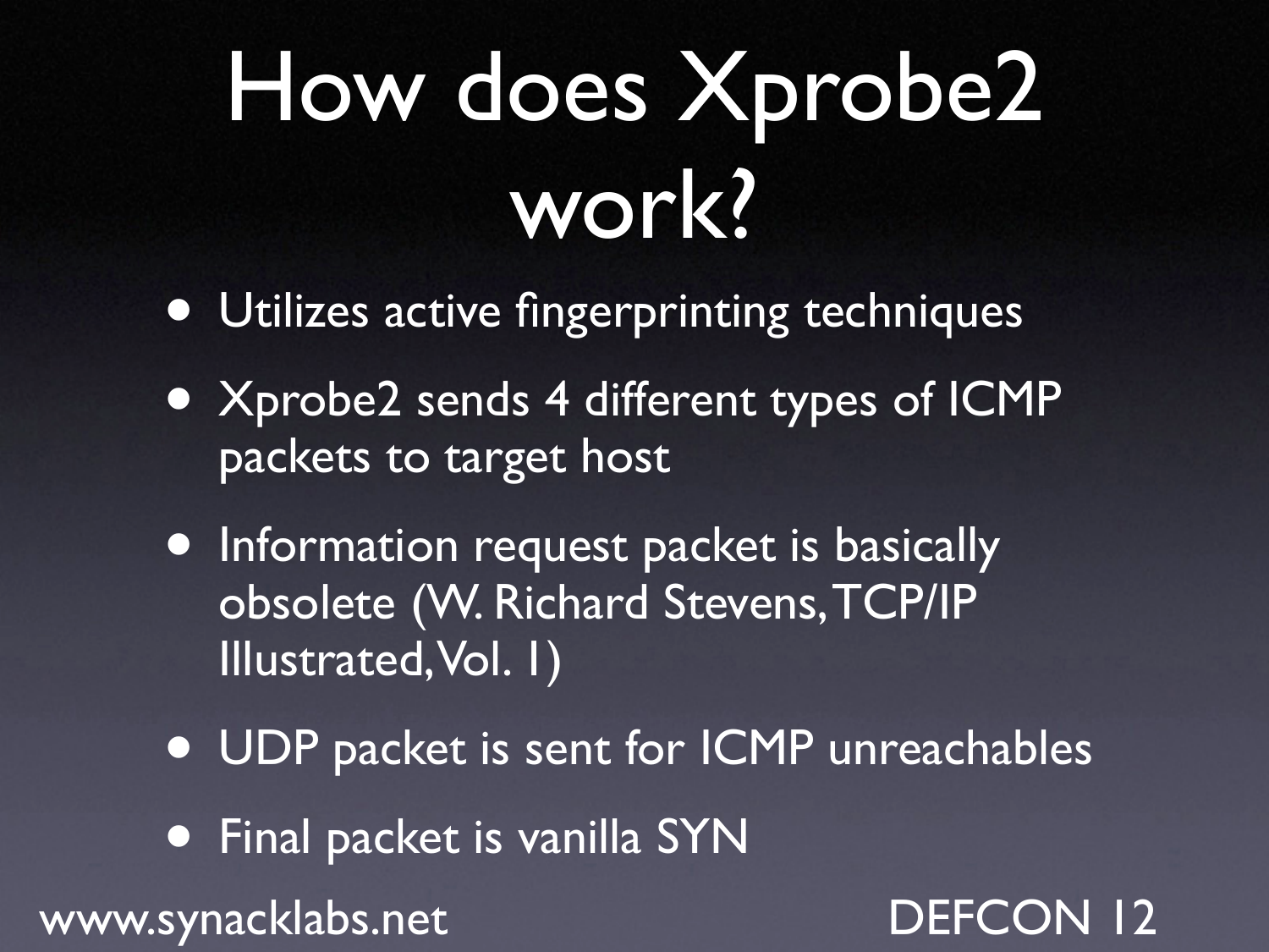# How does Xprobe2 work?

- Utilizes active fingerprinting techniques
- Xprobe2 sends 4 different types of ICMP packets to target host
- Information request packet is basically obsolete (W. Richard Stevens, TCP/IP Illustrated, Vol. 1)
- UDP packet is sent for ICMP unreachables
- Final packet is vanilla SYN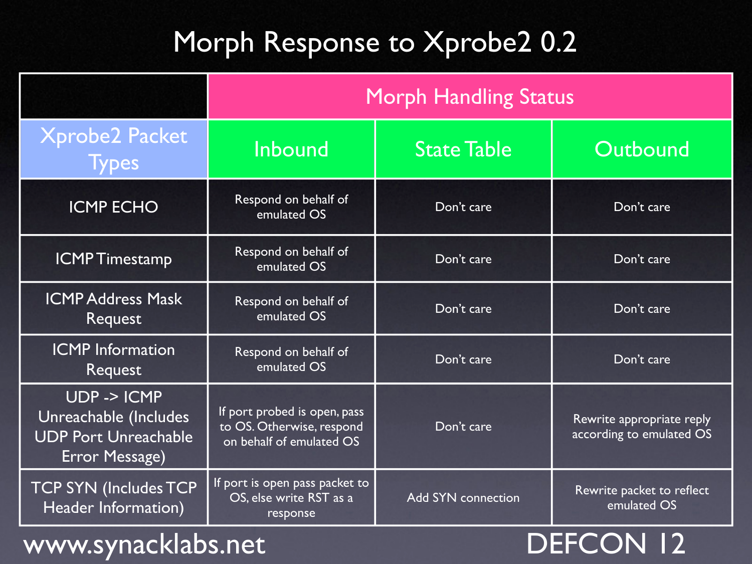# Morph Response to Xprobe2 0.2

| | Morph Handling Status | | |
|---|---|---|---|
| **Xprobe2 Packet Types** | **Inbound** | **State Table** | **Outbound** |
| ICMP ECHO | Respond on behalf of emulated OS | Don't care | Don't care |
| ICMP Timestamp | Respond on behalf of emulated OS | Don't care | Don't care |
| ICMP Address Mask Request | Respond on behalf of emulated OS | Don't care | Don't care |
| ICMP Information Request | Respond on behalf of emulated OS | Don't care | Don't care |
| UDP -> ICMP Unreachable (Includes UDP Port Unreachable Error Message) | If port probed is open, pass to OS. Otherwise, respond on behalf of emulated OS | Don't care | Rewrite appropriate reply according to emulated OS |
| TCP SYN (Includes TCP Header Information) | If port is open pass packet to OS, else write RST as a response | Add SYN connection | Rewrite packet to reflect emulated OS |

www.synacklabs.net

DEFCON 12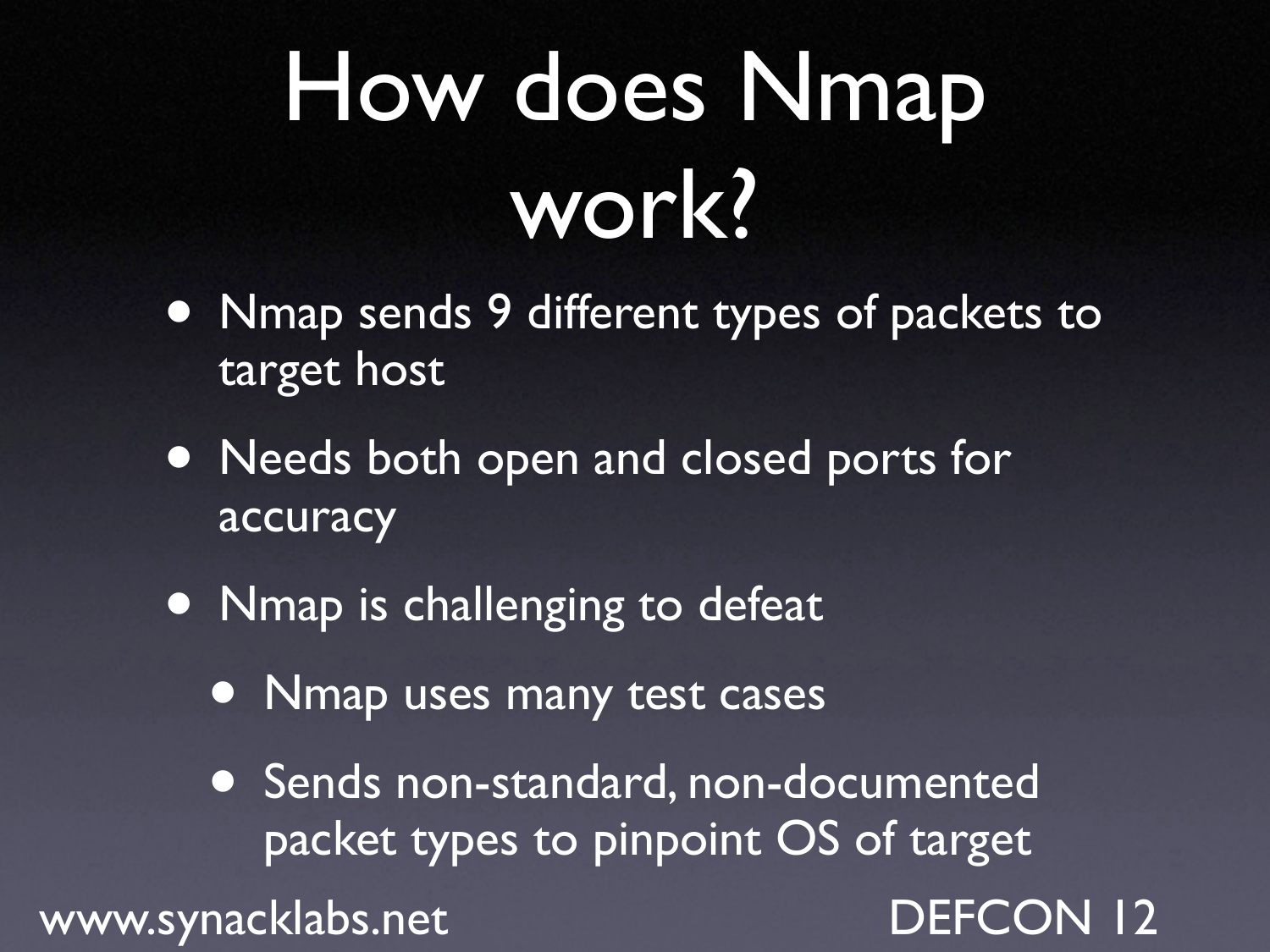# How does Nmap work?

- Nmap sends 9 different types of packets to target host
- Needs both open and closed ports for accuracy
- Nmap is challenging to defeat
  - Nmap uses many test cases
  - Sends non-standard, non-documented packet types to pinpoint OS of target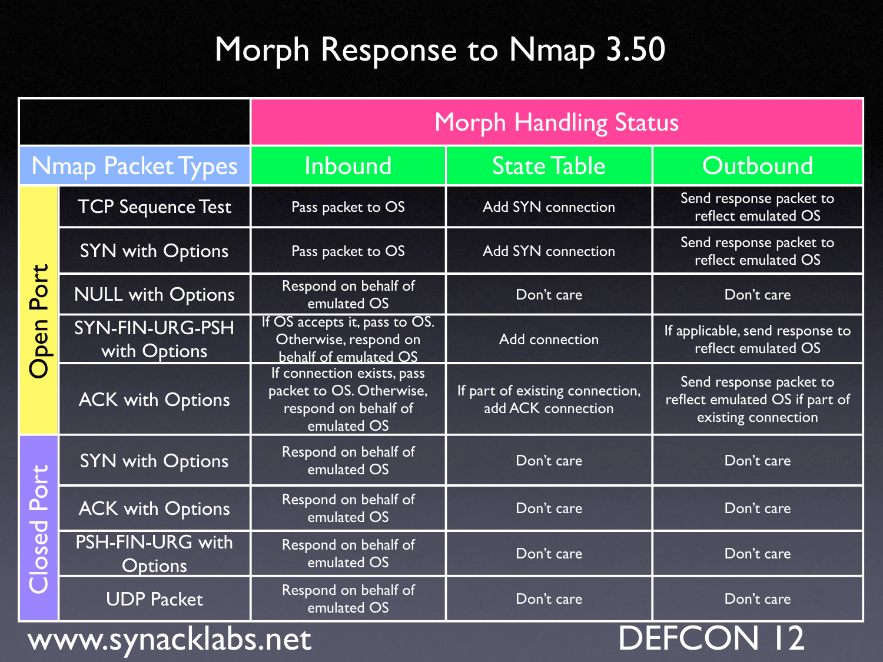# Morph Response to Nmap 3.50

| | | Morph Handling Status | | |
|---|---|---|---|---|
| **Nmap Packet Types** | | **Inbound** | **State Table** | **Outbound** |
| Open Port | TCP Sequence Test | Pass packet to OS | Add SYN connection | Send response packet to reflect emulated OS |
| Open Port | SYN with Options | Pass packet to OS | Add SYN connection | Send response packet to reflect emulated OS |
| Open Port | NULL with Options | Respond on behalf of emulated OS | Don't care | Don't care |
| Open Port | SYN-FIN-URG-PSH with Options | If OS accepts it, pass to OS. Otherwise, respond on behalf of emulated OS | Add connection | If applicable, send response to reflect emulated OS |
| Open Port | ACK with Options | If connection exists, pass packet to OS. Otherwise, respond on behalf of emulated OS | If part of existing connection, add ACK connection | Send response packet to reflect emulated OS if part of existing connection |
| Closed Port | SYN with Options | Respond on behalf of emulated OS | Don't care | Don't care |
| Closed Port | ACK with Options | Respond on behalf of emulated OS | Don't care | Don't care |
| Closed Port | PSH-FIN-URG with Options | Respond on behalf of emulated OS | Don't care | Don't care |
| Closed Port | UDP Packet | Respond on behalf of emulated OS | Don't care | Don't care |

www.synacklabs.net

DEFCON 12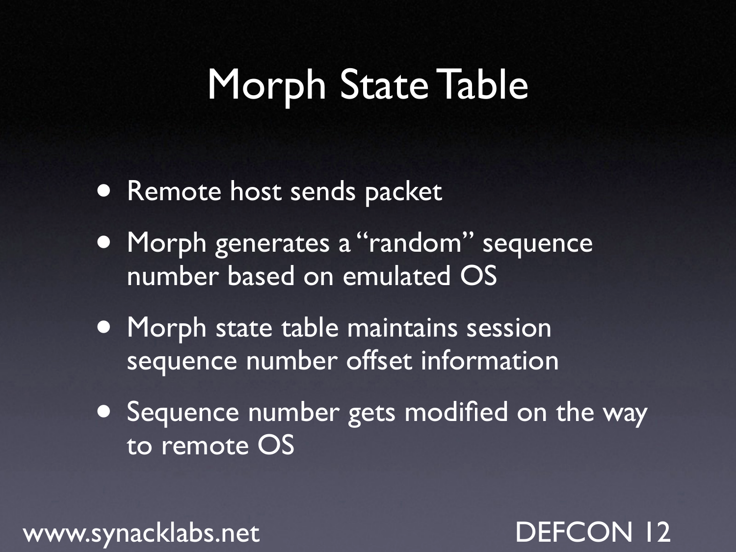# Morph State Table

- Remote host sends packet
- Morph generates a "random" sequence number based on emulated OS
- Morph state table maintains session sequence number offset information
- Sequence number gets modified on the way to remote OS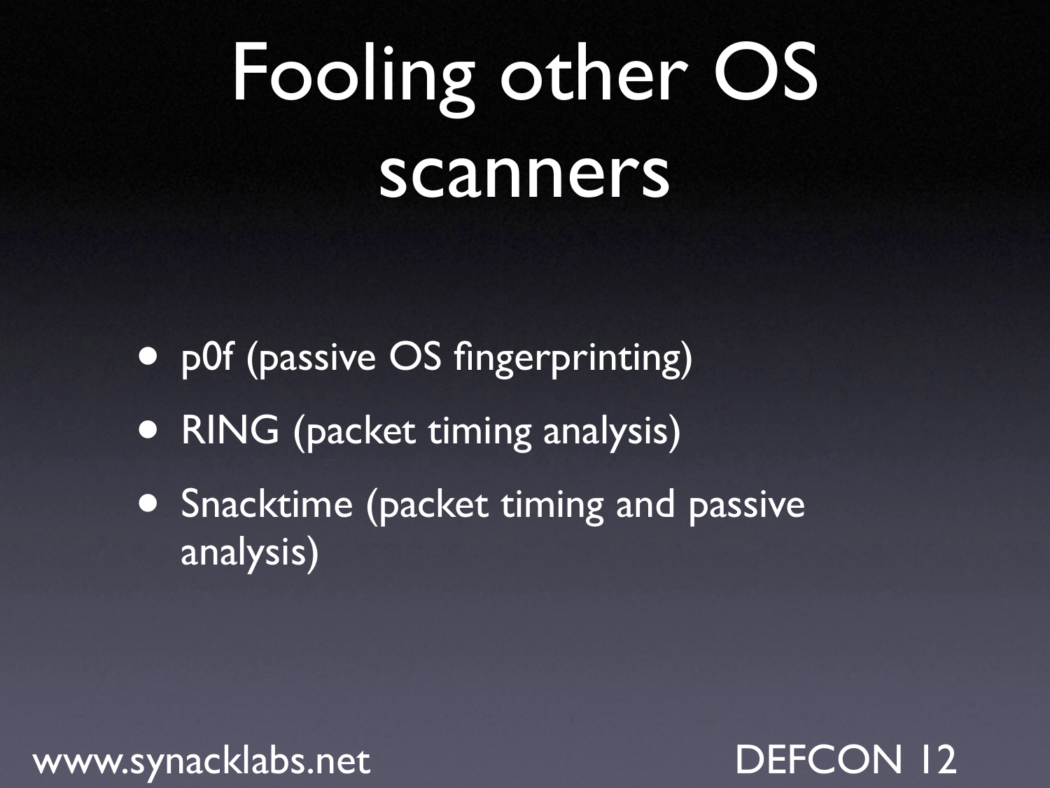# Fooling other OS scanners

- p0f (passive OS fingerprinting)
- RING (packet timing analysis)
- Snacktime (packet timing and passive analysis)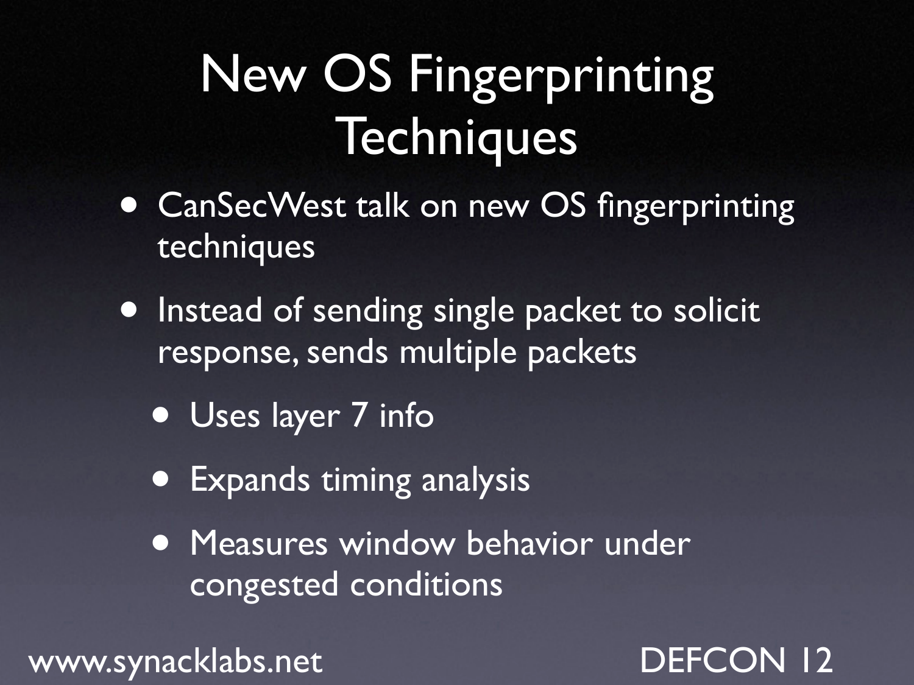# New OS Fingerprinting Techniques

- CanSecWest talk on new OS fingerprinting techniques
- Instead of sending single packet to solicit response, sends multiple packets
  - Uses layer 7 info
  - Expands timing analysis
  - Measures window behavior under congested conditions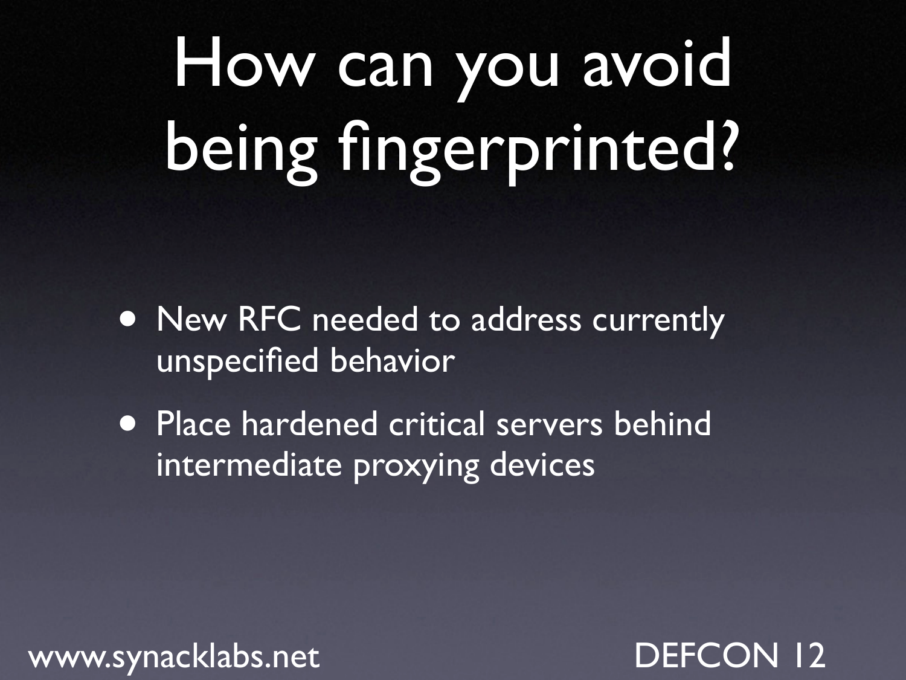# How can you avoid being fingerprinted?

- New RFC needed to address currently unspecified behavior
- Place hardened critical servers behind intermediate proxying devices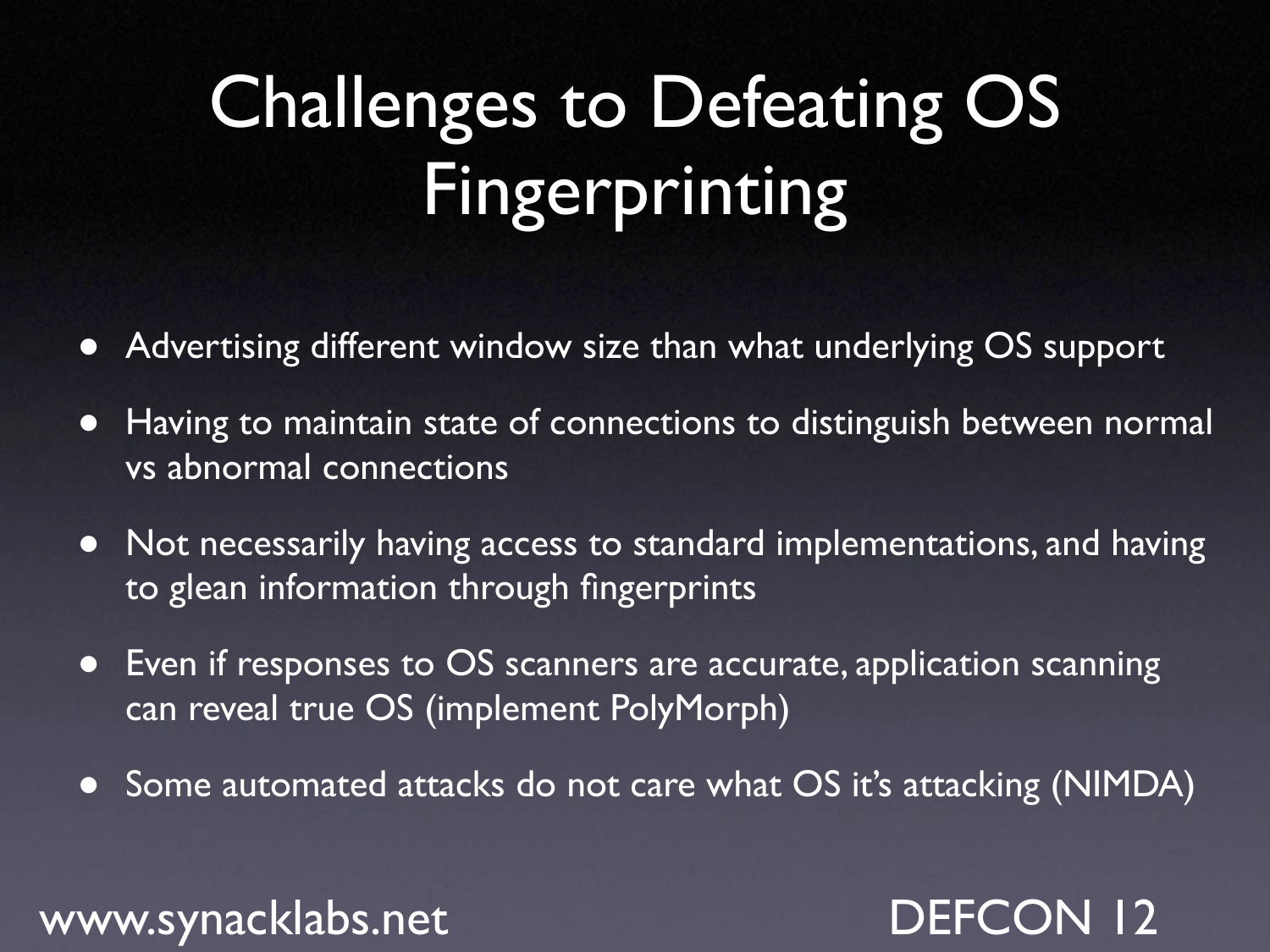# Challenges to Defeating OS Fingerprinting

- Advertising different window size than what underlying OS support
- Having to maintain state of connections to distinguish between normal vs abnormal connections
- Not necessarily having access to standard implementations, and having to glean information through fingerprints
- Even if responses to OS scanners are accurate, application scanning can reveal true OS (implement PolyMorph)
- Some automated attacks do not care what OS it's attacking (NIMDA)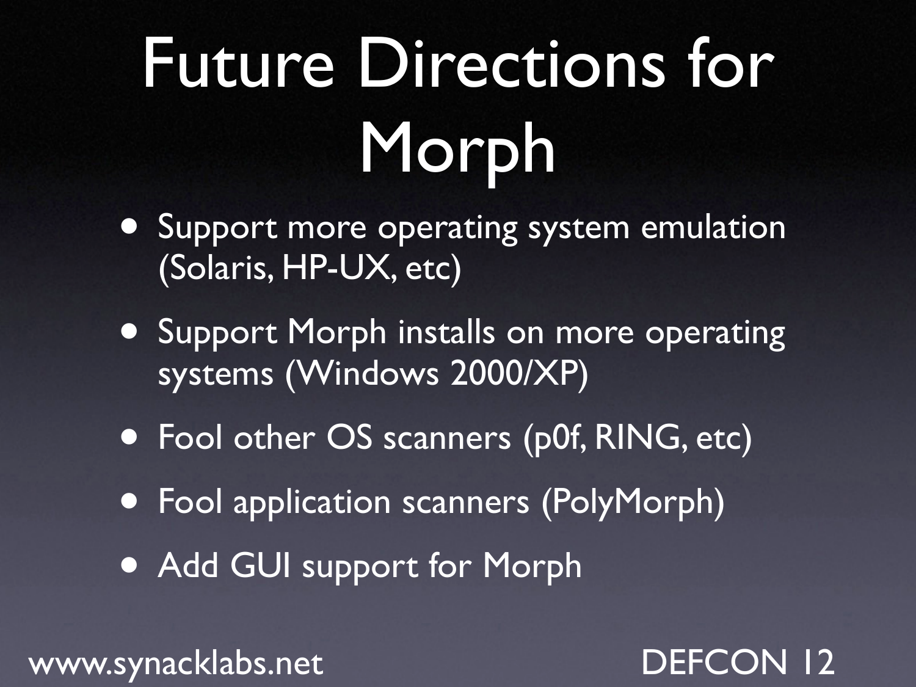# Future Directions for Morph

- Support more operating system emulation (Solaris, HP-UX, etc)
- Support Morph installs on more operating systems (Windows 2000/XP)
- Fool other OS scanners (p0f, RING, etc)
- Fool application scanners (PolyMorph)
- Add GUI support for Morph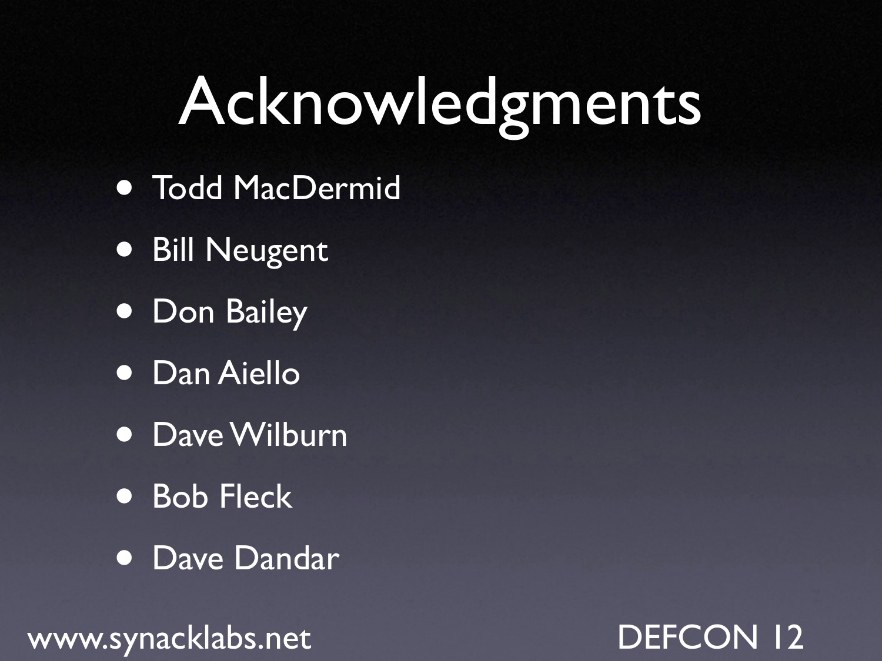# Acknowledgments

- Todd MacDermid
- Bill Neugent
- Don Bailey
- Dan Aiello
- Dave Wilburn
- Bob Fleck
- Dave Dandar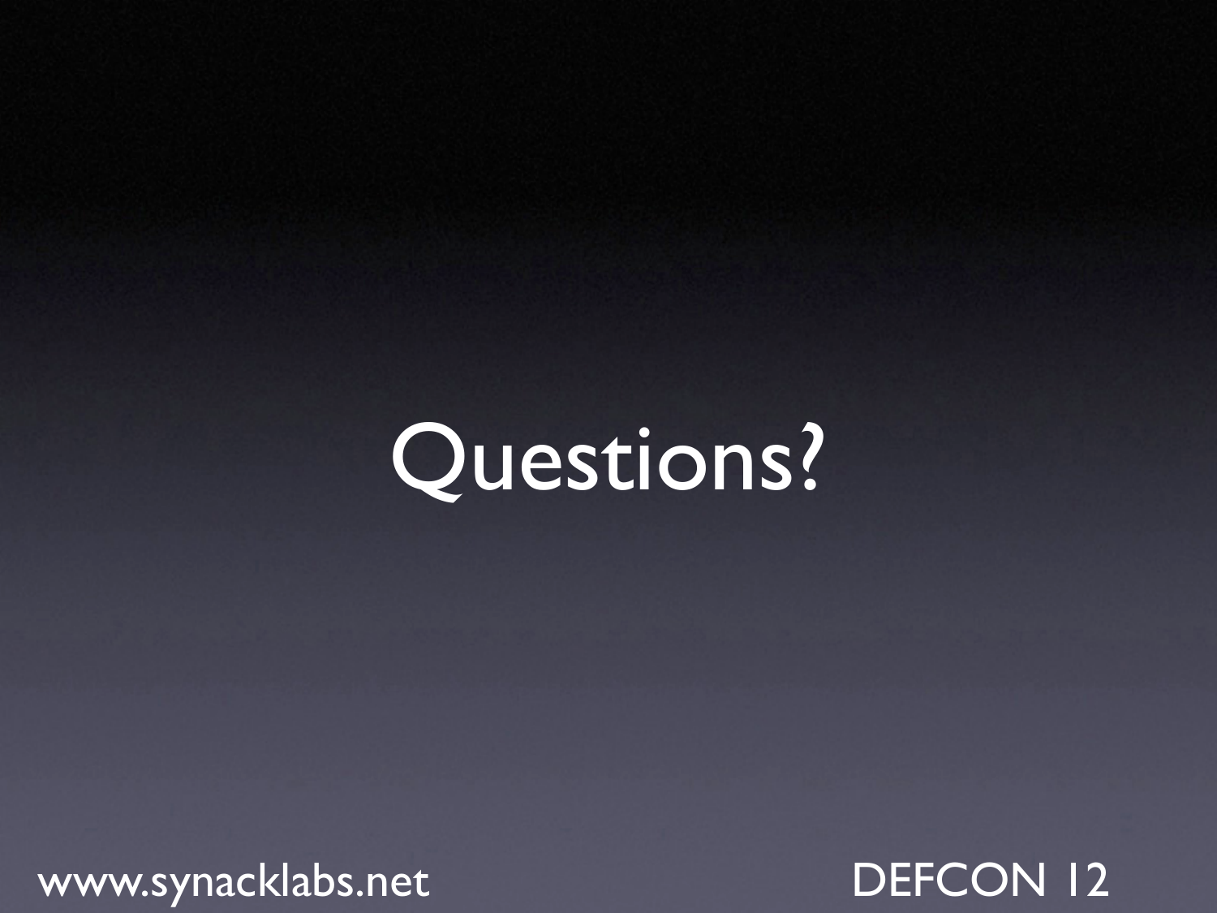# Questions?

www.synacklabs.net DEFCON 12